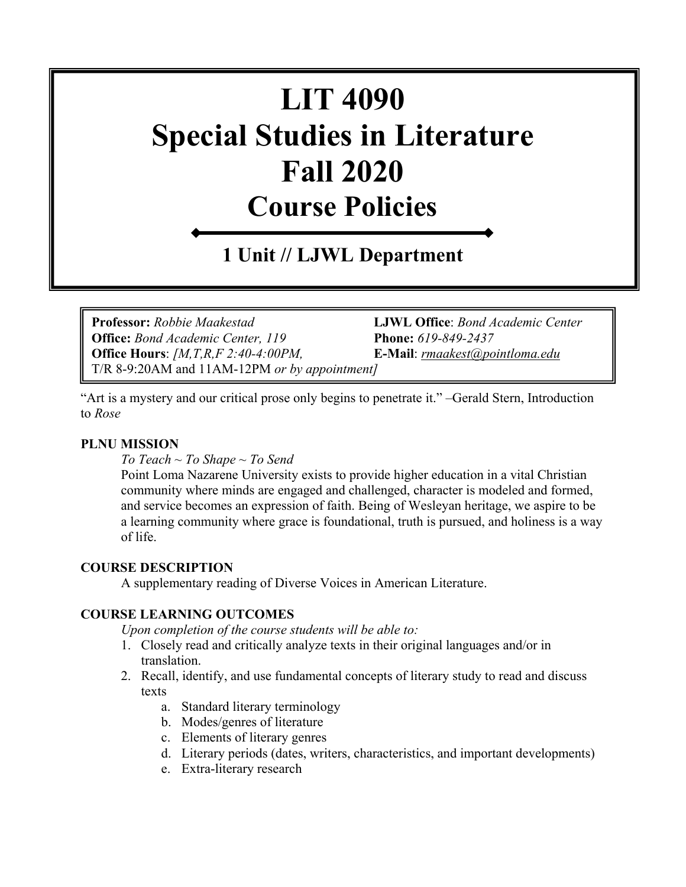# LIT 4090
# Special Studies in Literature
# Fall 2020
# Course Policies

## 1 Unit // LJWL Department

**Professor:** *Robbie Maakestad*
**Office:** *Bond Academic Center, 119*
**Office Hours**: *[M,T,R,F 2:40-4:00PM,* T/R 8-9:20AM and 11AM-12PM *or by appointment]*

**LJWL Office**: *Bond Academic Center*
**Phone:** *619-849-2437*
**E-Mail**: *rmaakest@pointloma.edu*

"Art is a mystery and our critical prose only begins to penetrate it." –Gerald Stern, Introduction to *Rose*

**PLNU MISSION**

*To Teach ~ To Shape ~ To Send*

Point Loma Nazarene University exists to provide higher education in a vital Christian community where minds are engaged and challenged, character is modeled and formed, and service becomes an expression of faith. Being of Wesleyan heritage, we aspire to be a learning community where grace is foundational, truth is pursued, and holiness is a way of life.

**COURSE DESCRIPTION**

A supplementary reading of Diverse Voices in American Literature.

**COURSE LEARNING OUTCOMES**

*Upon completion of the course students will be able to:*

1. Closely read and critically analyze texts in their original languages and/or in translation.
2. Recall, identify, and use fundamental concepts of literary study to read and discuss texts
   a. Standard literary terminology
   b. Modes/genres of literature
   c. Elements of literary genres
   d. Literary periods (dates, writers, characteristics, and important developments)
   e. Extra-literary research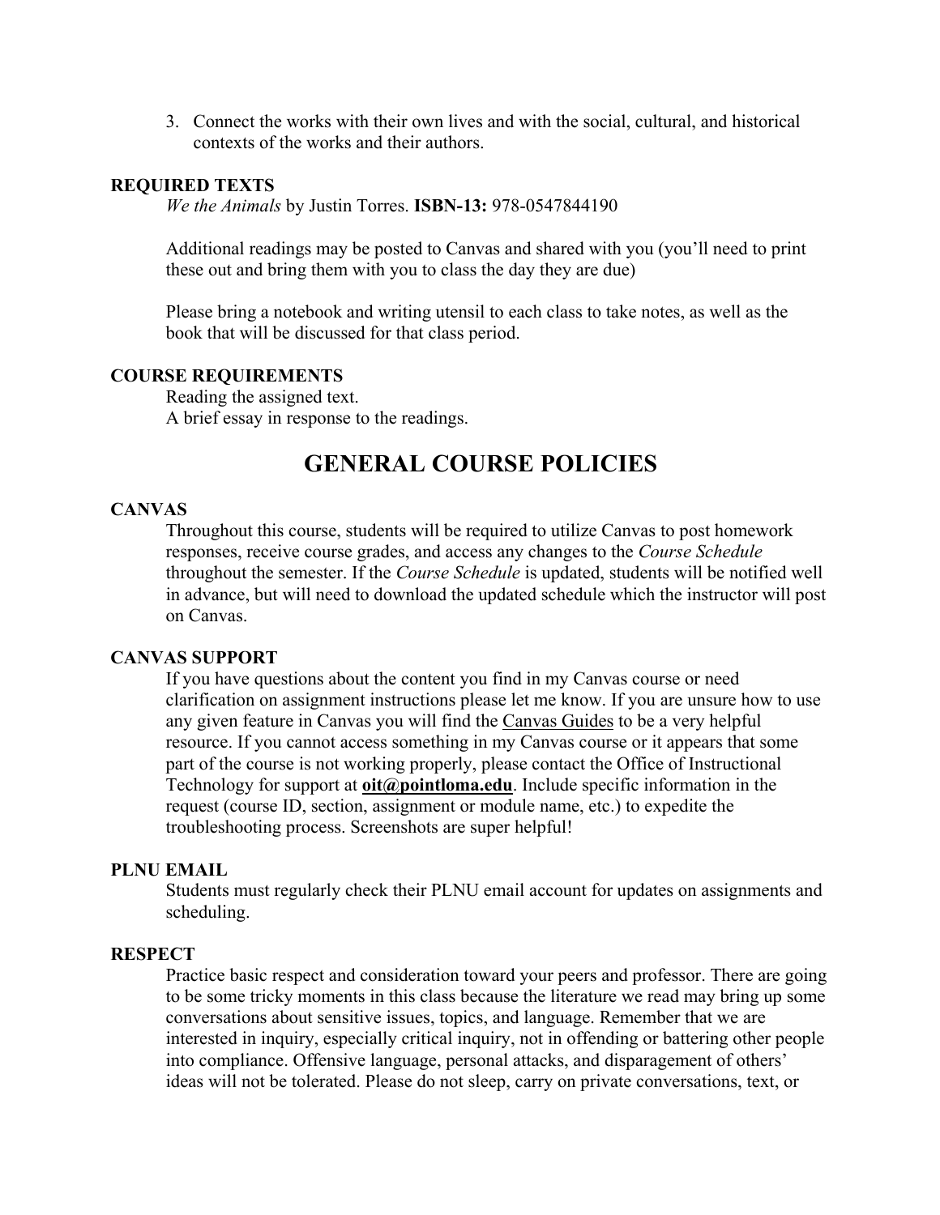3. Connect the works with their own lives and with the social, cultural, and historical contexts of the works and their authors.

**REQUIRED TEXTS**

*We the Animals* by Justin Torres. **ISBN-13:** 978-0547844190

Additional readings may be posted to Canvas and shared with you (you'll need to print these out and bring them with you to class the day they are due)

Please bring a notebook and writing utensil to each class to take notes, as well as the book that will be discussed for that class period.

**COURSE REQUIREMENTS**

Reading the assigned text.
A brief essay in response to the readings.

# GENERAL COURSE POLICIES

**CANVAS**

Throughout this course, students will be required to utilize Canvas to post homework responses, receive course grades, and access any changes to the *Course Schedule* throughout the semester. If the *Course Schedule* is updated, students will be notified well in advance, but will need to download the updated schedule which the instructor will post on Canvas.

**CANVAS SUPPORT**

If you have questions about the content you find in my Canvas course or need clarification on assignment instructions please let me know. If you are unsure how to use any given feature in Canvas you will find the Canvas Guides to be a very helpful resource. If you cannot access something in my Canvas course or it appears that some part of the course is not working properly, please contact the Office of Instructional Technology for support at **oit@pointloma.edu**. Include specific information in the request (course ID, section, assignment or module name, etc.) to expedite the troubleshooting process. Screenshots are super helpful!

**PLNU EMAIL**

Students must regularly check their PLNU email account for updates on assignments and scheduling.

**RESPECT**

Practice basic respect and consideration toward your peers and professor. There are going to be some tricky moments in this class because the literature we read may bring up some conversations about sensitive issues, topics, and language. Remember that we are interested in inquiry, especially critical inquiry, not in offending or battering other people into compliance. Offensive language, personal attacks, and disparagement of others' ideas will not be tolerated. Please do not sleep, carry on private conversations, text, or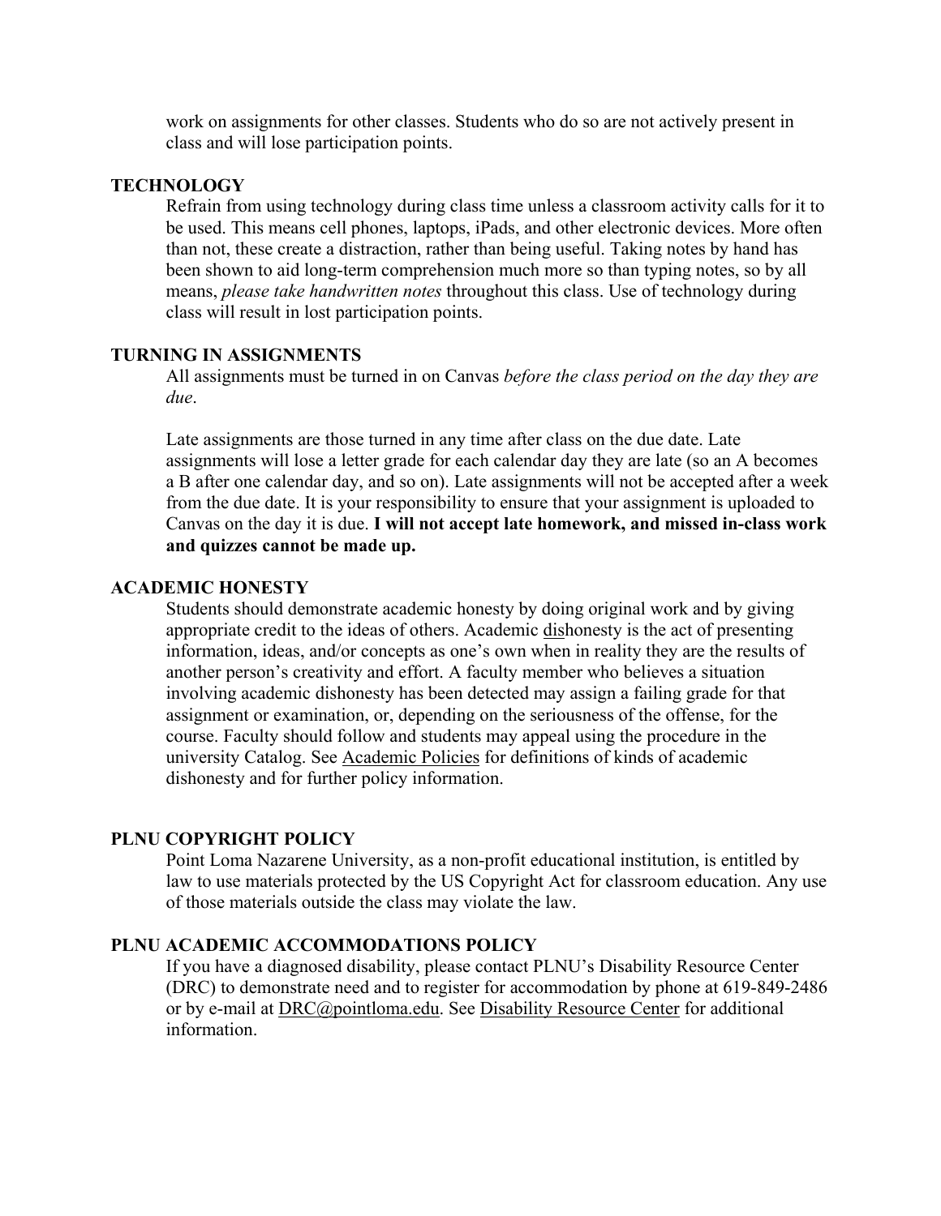work on assignments for other classes. Students who do so are not actively present in class and will lose participation points.

## TECHNOLOGY

Refrain from using technology during class time unless a classroom activity calls for it to be used. This means cell phones, laptops, iPads, and other electronic devices. More often than not, these create a distraction, rather than being useful. Taking notes by hand has been shown to aid long-term comprehension much more so than typing notes, so by all means, *please take handwritten notes* throughout this class. Use of technology during class will result in lost participation points.

## TURNING IN ASSIGNMENTS

All assignments must be turned in on Canvas *before the class period on the day they are due*.

Late assignments are those turned in any time after class on the due date. Late assignments will lose a letter grade for each calendar day they are late (so an A becomes a B after one calendar day, and so on). Late assignments will not be accepted after a week from the due date. It is your responsibility to ensure that your assignment is uploaded to Canvas on the day it is due. **I will not accept late homework, and missed in-class work and quizzes cannot be made up.**

## ACADEMIC HONESTY

Students should demonstrate academic honesty by doing original work and by giving appropriate credit to the ideas of others. Academic dishonesty is the act of presenting information, ideas, and/or concepts as one's own when in reality they are the results of another person's creativity and effort. A faculty member who believes a situation involving academic dishonesty has been detected may assign a failing grade for that assignment or examination, or, depending on the seriousness of the offense, for the course. Faculty should follow and students may appeal using the procedure in the university Catalog. See Academic Policies for definitions of kinds of academic dishonesty and for further policy information.

## PLNU COPYRIGHT POLICY

Point Loma Nazarene University, as a non-profit educational institution, is entitled by law to use materials protected by the US Copyright Act for classroom education. Any use of those materials outside the class may violate the law.

## PLNU ACADEMIC ACCOMMODATIONS POLICY

If you have a diagnosed disability, please contact PLNU's Disability Resource Center (DRC) to demonstrate need and to register for accommodation by phone at 619-849-2486 or by e-mail at DRC@pointloma.edu. See Disability Resource Center for additional information.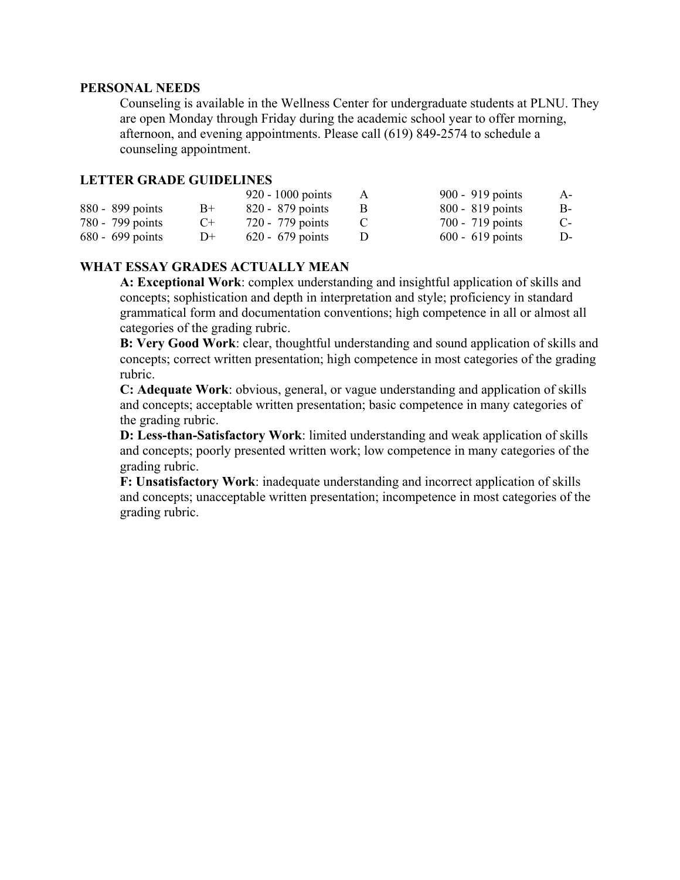### PERSONAL NEEDS

Counseling is available in the Wellness Center for undergraduate students at PLNU. They are open Monday through Friday during the academic school year to offer morning, afternoon, and evening appointments. Please call (619) 849-2574 to schedule a counseling appointment.

### LETTER GRADE GUIDELINES

| | | | | | |
|---|---|---|---|---|---|
| | | 920 - 1000 points | A | 900 - 919 points | A- |
| 880 - 899 points | B+ | 820 - 879 points | B | 800 - 819 points | B- |
| 780 - 799 points | C+ | 720 - 779 points | C | 700 - 719 points | C- |
| 680 - 699 points | D+ | 620 - 679 points | D | 600 - 619 points | D- |

### WHAT ESSAY GRADES ACTUALLY MEAN

**A: Exceptional Work**: complex understanding and insightful application of skills and concepts; sophistication and depth in interpretation and style; proficiency in standard grammatical form and documentation conventions; high competence in all or almost all categories of the grading rubric.

**B: Very Good Work**: clear, thoughtful understanding and sound application of skills and concepts; correct written presentation; high competence in most categories of the grading rubric.

**C: Adequate Work**: obvious, general, or vague understanding and application of skills and concepts; acceptable written presentation; basic competence in many categories of the grading rubric.

**D: Less-than-Satisfactory Work**: limited understanding and weak application of skills and concepts; poorly presented written work; low competence in many categories of the grading rubric.

**F: Unsatisfactory Work**: inadequate understanding and incorrect application of skills and concepts; unacceptable written presentation; incompetence in most categories of the grading rubric.